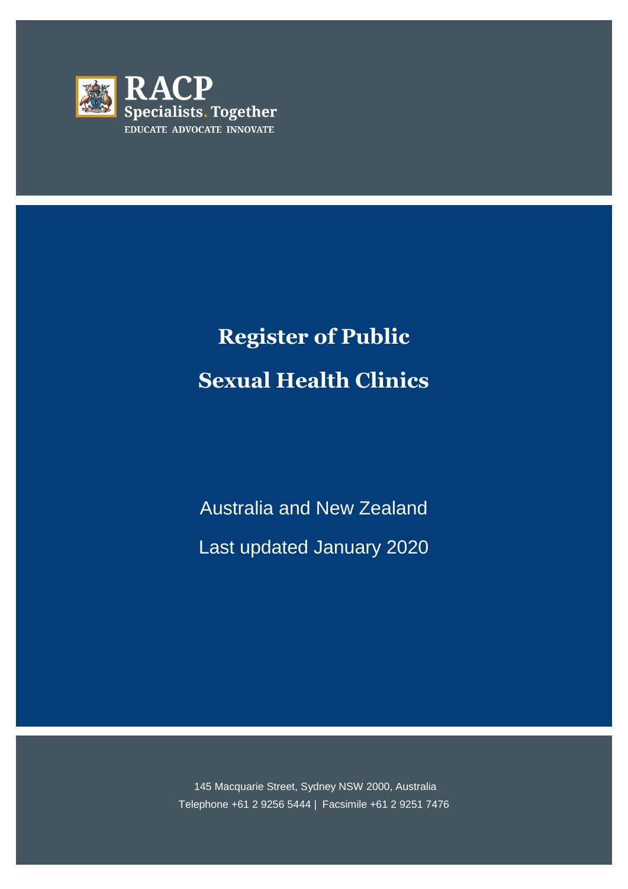RACP

Specialists. Together

EDUCATE ADVOCATE INNOVATE

# Register of Public Sexual Health Clinics

Australia and New Zealand

Last updated January 2020

145 Macquarie Street, Sydney NSW 2000, Australia

Telephone +61 2 9256 5444 | Facsimile +61 2 9251 7476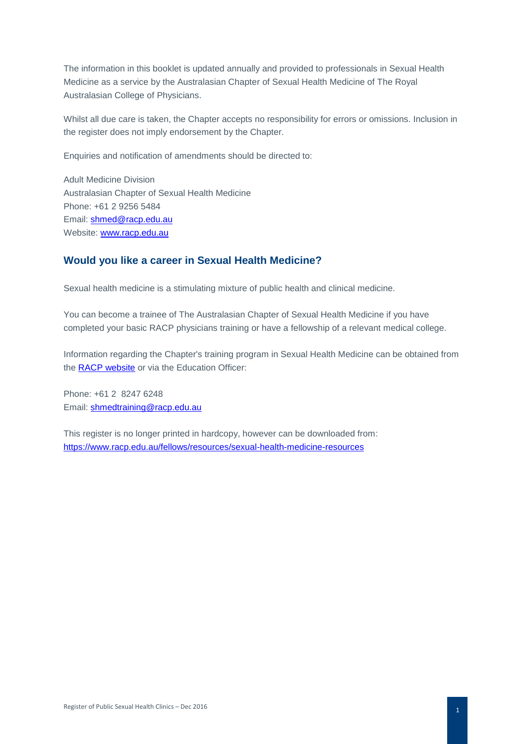The information in this booklet is updated annually and provided to professionals in Sexual Health Medicine as a service by the Australasian Chapter of Sexual Health Medicine of The Royal Australasian College of Physicians.

Whilst all due care is taken, the Chapter accepts no responsibility for errors or omissions. Inclusion in the register does not imply endorsement by the Chapter.

Enquiries and notification of amendments should be directed to:

Adult Medicine Division
Australasian Chapter of Sexual Health Medicine
Phone: +61 2 9256 5484
Email: shmed@racp.edu.au
Website: www.racp.edu.au

## Would you like a career in Sexual Health Medicine?

Sexual health medicine is a stimulating mixture of public health and clinical medicine.

You can become a trainee of The Australasian Chapter of Sexual Health Medicine if you have completed your basic RACP physicians training or have a fellowship of a relevant medical college.

Information regarding the Chapter's training program in Sexual Health Medicine can be obtained from the RACP website or via the Education Officer:

Phone: +61 2 8247 6248
Email: shmedtraining@racp.edu.au

This register is no longer printed in hardcopy, however can be downloaded from:
https://www.racp.edu.au/fellows/resources/sexual-health-medicine-resources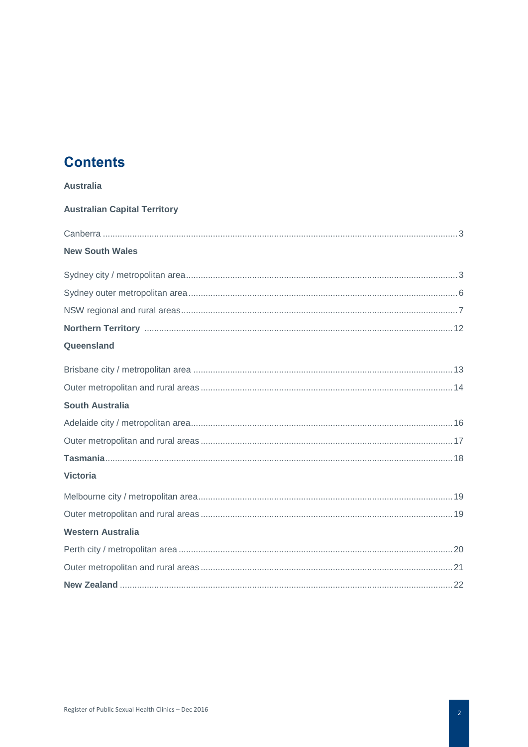# Contents

**Australia**

**Australian Capital Territory**

Canberra ........................................................................................................................................ 3

**New South Wales**

Sydney city / metropolitan area ...................................................................................................... 3

Sydney outer metropolitan area ..................................................................................................... 6

NSW regional and rural areas ......................................................................................................... 7

**Northern Territory** ........................................................................................................................ 12

**Queensland**

Brisbane city / metropolitan area .................................................................................................. 13

Outer metropolitan and rural areas ............................................................................................... 14

**South Australia**

Adelaide city / metropolitan area ................................................................................................... 16

Outer metropolitan and rural areas ............................................................................................... 17

**Tasmania** ...................................................................................................................................... 18

**Victoria**

Melbourne city / metropolitan area ................................................................................................ 19

Outer metropolitan and rural areas ............................................................................................... 19

**Western Australia**

Perth city / metropolitan area ........................................................................................................ 20

Outer metropolitan and rural areas ............................................................................................... 21

**New Zealand** ................................................................................................................................ 22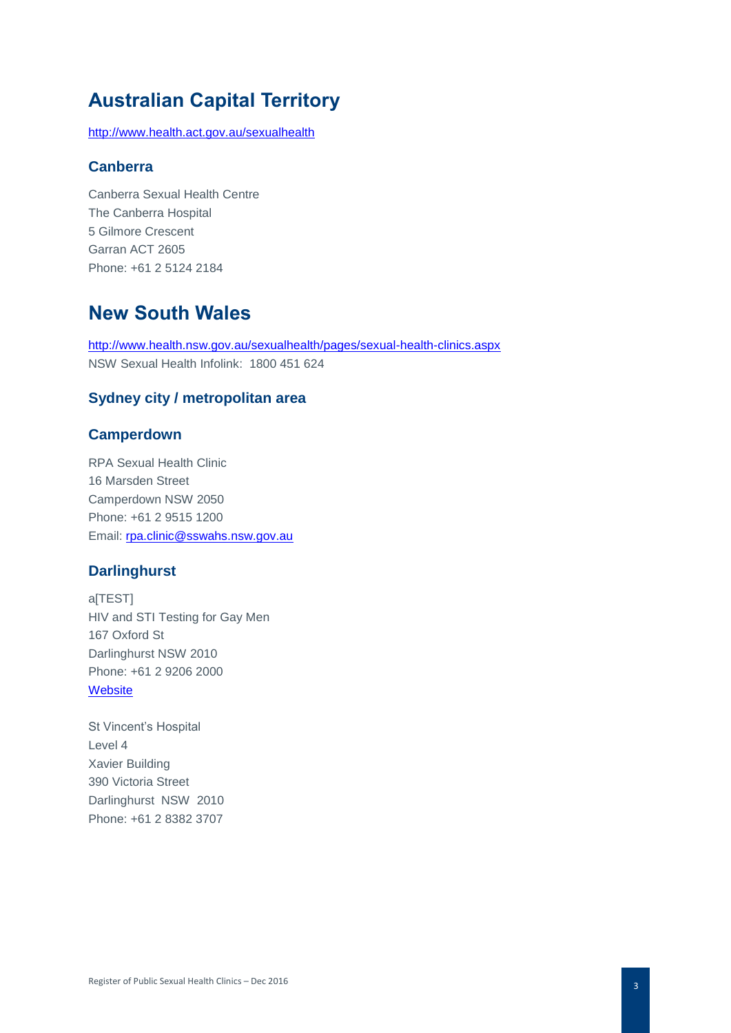# Australian Capital Territory

http://www.health.act.gov.au/sexualhealth

### Canberra

Canberra Sexual Health Centre
The Canberra Hospital
5 Gilmore Crescent
Garran ACT 2605
Phone: +61 2 5124 2184

# New South Wales

http://www.health.nsw.gov.au/sexualhealth/pages/sexual-health-clinics.aspx
NSW Sexual Health Infolink: 1800 451 624

## Sydney city / metropolitan area

### Camperdown

RPA Sexual Health Clinic
16 Marsden Street
Camperdown NSW 2050
Phone: +61 2 9515 1200
Email: rpa.clinic@sswahs.nsw.gov.au

### Darlinghurst

a[TEST]
HIV and STI Testing for Gay Men
167 Oxford St
Darlinghurst NSW 2010
Phone: +61 2 9206 2000
Website

St Vincent's Hospital
Level 4
Xavier Building
390 Victoria Street
Darlinghurst NSW 2010
Phone: +61 2 8382 3707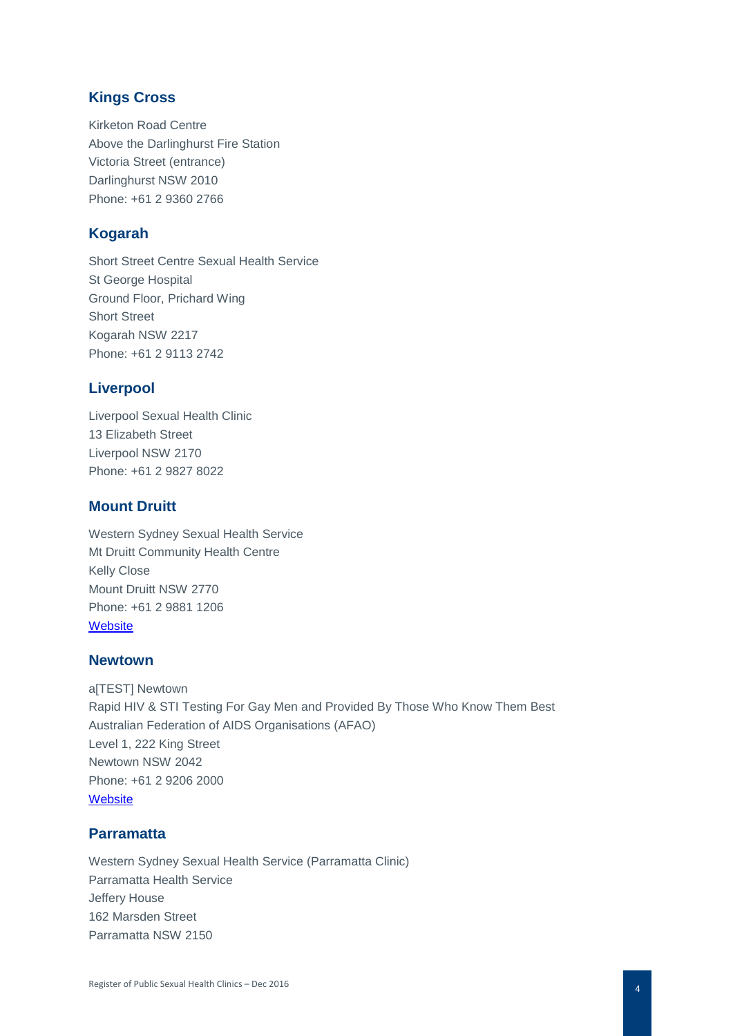## Kings Cross

Kirketon Road Centre
Above the Darlinghurst Fire Station
Victoria Street (entrance)
Darlinghurst NSW 2010
Phone: +61 2 9360 2766

## Kogarah

Short Street Centre Sexual Health Service
St George Hospital
Ground Floor, Prichard Wing
Short Street
Kogarah NSW 2217
Phone: +61 2 9113 2742

## Liverpool

Liverpool Sexual Health Clinic
13 Elizabeth Street
Liverpool NSW 2170
Phone: +61 2 9827 8022

## Mount Druitt

Western Sydney Sexual Health Service
Mt Druitt Community Health Centre
Kelly Close
Mount Druitt NSW 2770
Phone: +61 2 9881 1206
Website

## Newtown

a[TEST] Newtown
Rapid HIV & STI Testing For Gay Men and Provided By Those Who Know Them Best
Australian Federation of AIDS Organisations (AFAO)
Level 1, 222 King Street
Newtown NSW 2042
Phone: +61 2 9206 2000
Website

## Parramatta

Western Sydney Sexual Health Service (Parramatta Clinic)
Parramatta Health Service
Jeffery House
162 Marsden Street
Parramatta NSW 2150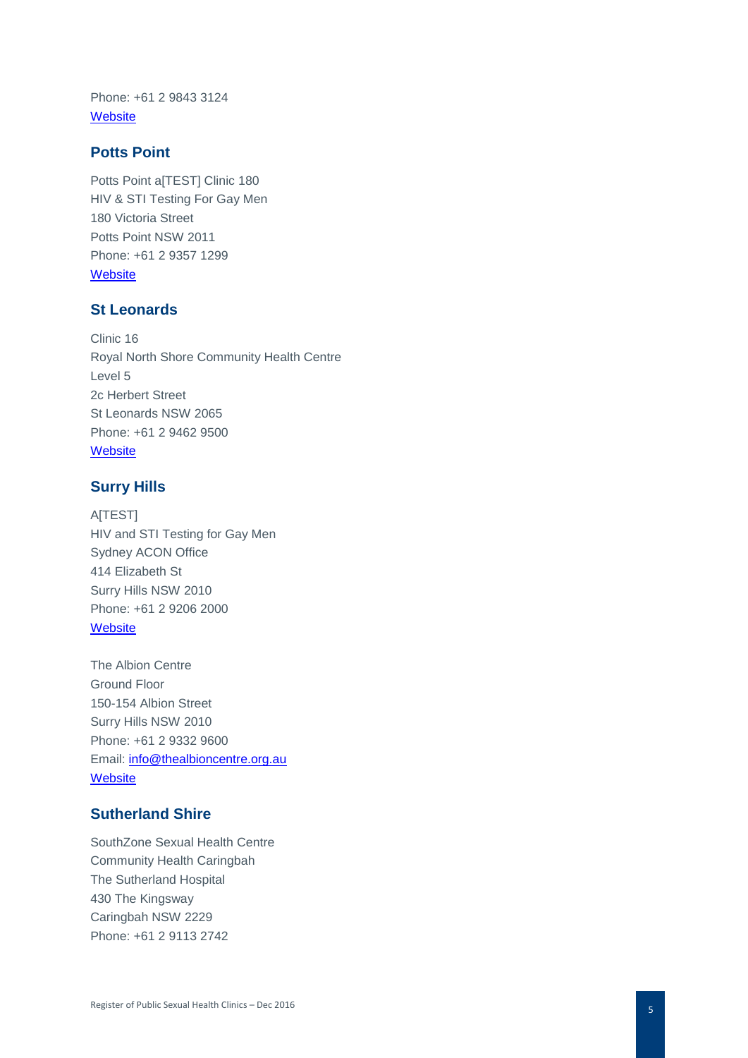Phone: +61 2 9843 3124
[Website]

## Potts Point

Potts Point a[TEST] Clinic 180
HIV & STI Testing For Gay Men
180 Victoria Street
Potts Point NSW 2011
Phone: +61 2 9357 1299
[Website]

## St Leonards

Clinic 16
Royal North Shore Community Health Centre
Level 5
2c Herbert Street
St Leonards NSW 2065
Phone: +61 2 9462 9500
[Website]

## Surry Hills

A[TEST]
HIV and STI Testing for Gay Men
Sydney ACON Office
414 Elizabeth St
Surry Hills NSW 2010
Phone: +61 2 9206 2000
[Website]

The Albion Centre
Ground Floor
150-154 Albion Street
Surry Hills NSW 2010
Phone: +61 2 9332 9600
Email: info@thealbioncentre.org.au
[Website]

## Sutherland Shire

SouthZone Sexual Health Centre
Community Health Caringbah
The Sutherland Hospital
430 The Kingsway
Caringbah NSW 2229
Phone: +61 2 9113 2742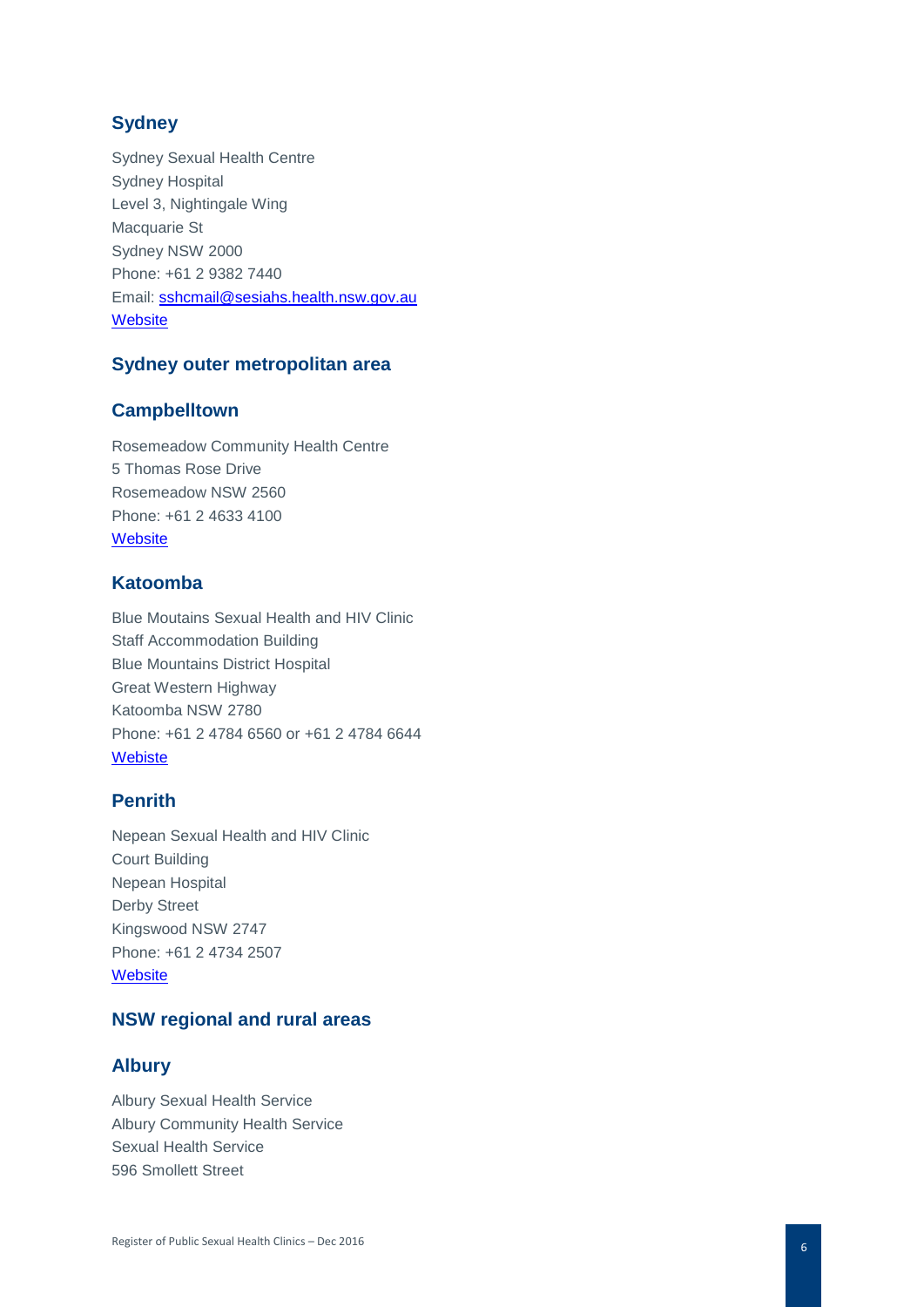## Sydney

Sydney Sexual Health Centre
Sydney Hospital
Level 3, Nightingale Wing
Macquarie St
Sydney NSW 2000
Phone: +61 2 9382 7440
Email: sshcmail@sesiahs.health.nsw.gov.au
Website

## Sydney outer metropolitan area

## Campbelltown

Rosemeadow Community Health Centre
5 Thomas Rose Drive
Rosemeadow NSW 2560
Phone: +61 2 4633 4100
Website

## Katoomba

Blue Moutains Sexual Health and HIV Clinic
Staff Accommodation Building
Blue Mountains District Hospital
Great Western Highway
Katoomba NSW 2780
Phone: +61 2 4784 6560 or +61 2 4784 6644
Webiste

## Penrith

Nepean Sexual Health and HIV Clinic
Court Building
Nepean Hospital
Derby Street
Kingswood NSW 2747
Phone: +61 2 4734 2507
Website

## NSW regional and rural areas

## Albury

Albury Sexual Health Service
Albury Community Health Service
Sexual Health Service
596 Smollett Street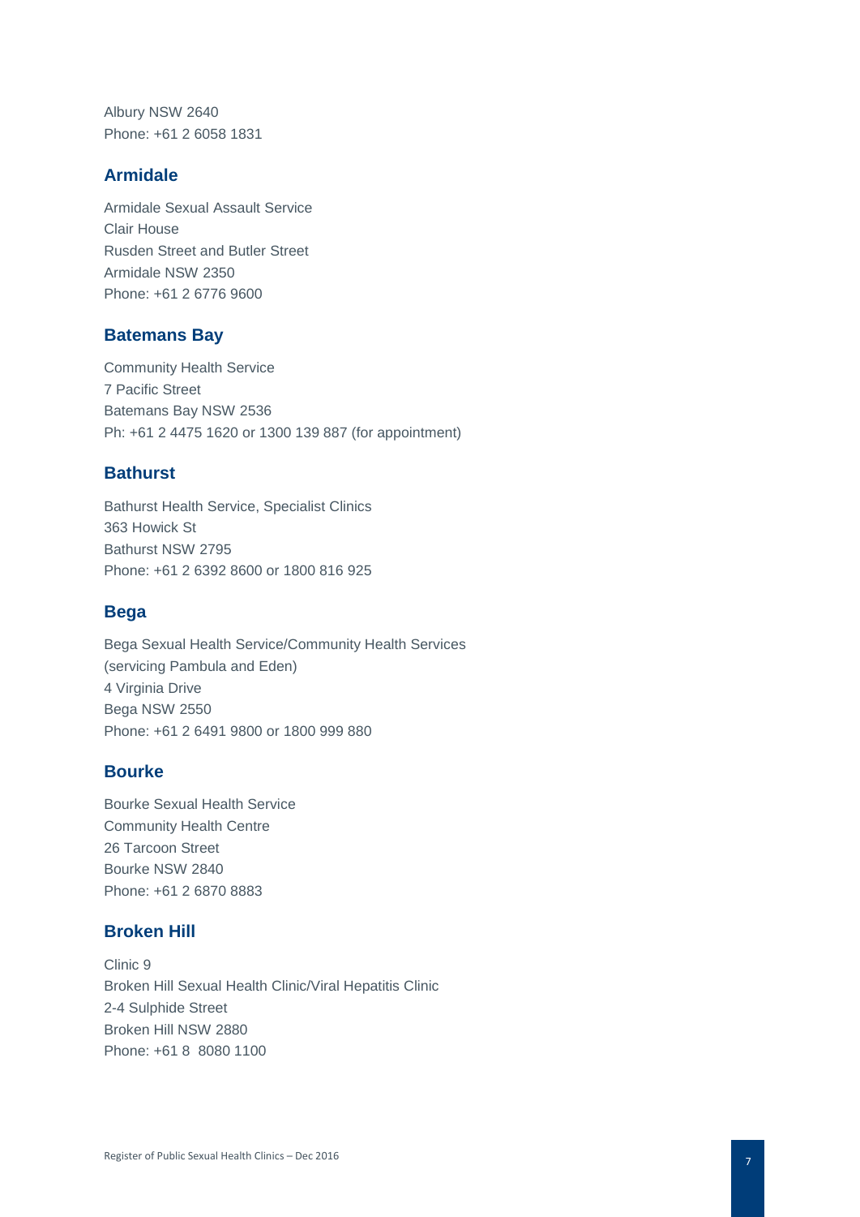Albury NSW 2640
Phone: +61 2 6058 1831

## Armidale

Armidale Sexual Assault Service
Clair House
Rusden Street and Butler Street
Armidale NSW 2350
Phone: +61 2 6776 9600

## Batemans Bay

Community Health Service
7 Pacific Street
Batemans Bay NSW 2536
Ph: +61 2 4475 1620 or 1300 139 887 (for appointment)

## Bathurst

Bathurst Health Service, Specialist Clinics
363 Howick St
Bathurst NSW 2795
Phone: +61 2 6392 8600 or 1800 816 925

## Bega

Bega Sexual Health Service/Community Health Services
(servicing Pambula and Eden)
4 Virginia Drive
Bega NSW 2550
Phone: +61 2 6491 9800 or 1800 999 880

## Bourke

Bourke Sexual Health Service
Community Health Centre
26 Tarcoon Street
Bourke NSW 2840
Phone: +61 2 6870 8883

## Broken Hill

Clinic 9
Broken Hill Sexual Health Clinic/Viral Hepatitis Clinic
2-4 Sulphide Street
Broken Hill NSW 2880
Phone: +61 8 8080 1100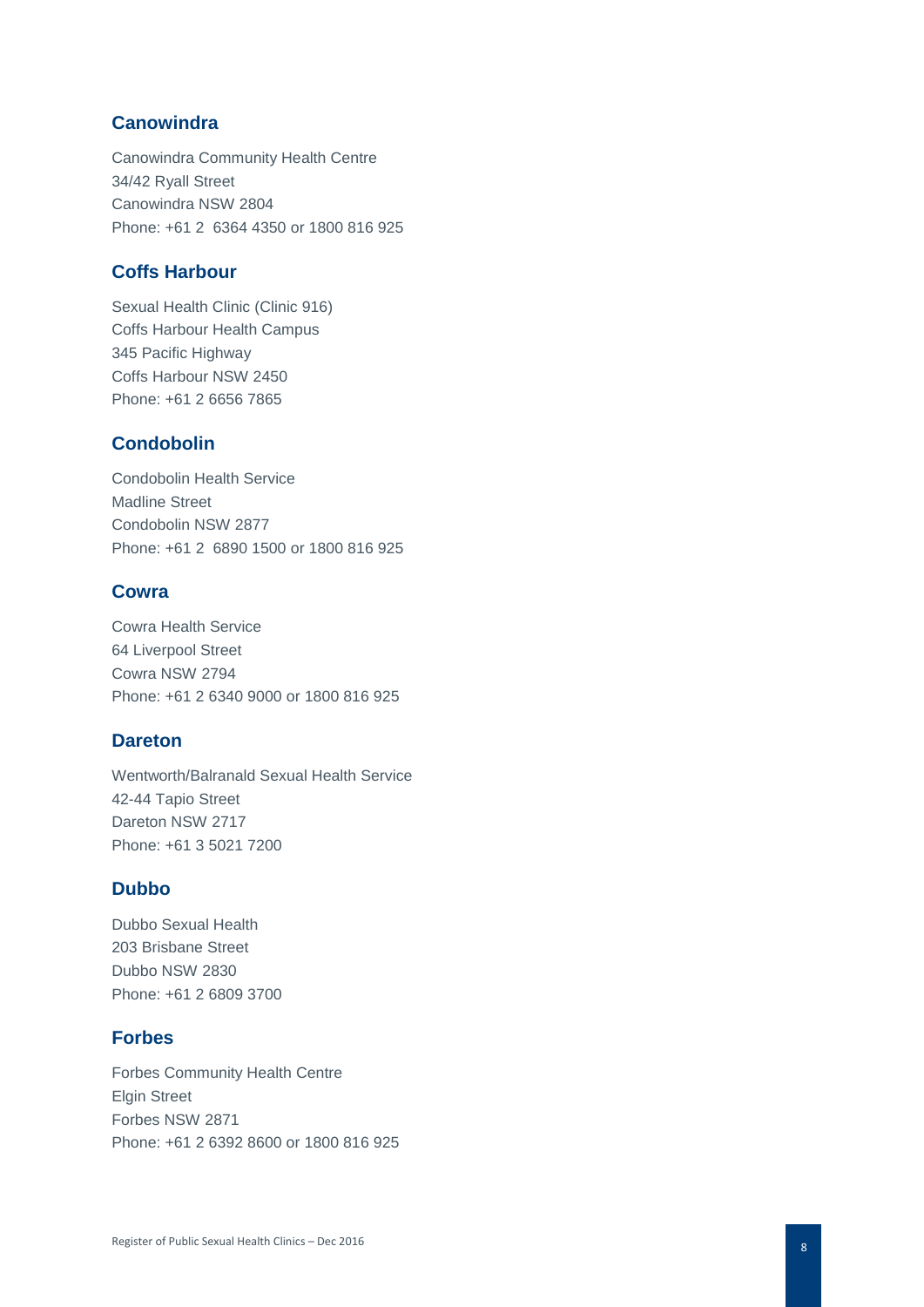## Canowindra

Canowindra Community Health Centre
34/42 Ryall Street
Canowindra NSW 2804
Phone: +61 2  6364 4350 or 1800 816 925

## Coffs Harbour

Sexual Health Clinic (Clinic 916)
Coffs Harbour Health Campus
345 Pacific Highway
Coffs Harbour NSW 2450
Phone: +61 2 6656 7865

## Condobolin

Condobolin Health Service
Madline Street
Condobolin NSW 2877
Phone: +61 2  6890 1500 or 1800 816 925

## Cowra

Cowra Health Service
64 Liverpool Street
Cowra NSW 2794
Phone: +61 2 6340 9000 or 1800 816 925

## Dareton

Wentworth/Balranald Sexual Health Service
42-44 Tapio Street
Dareton NSW 2717
Phone: +61 3 5021 7200

## Dubbo

Dubbo Sexual Health
203 Brisbane Street
Dubbo NSW 2830
Phone: +61 2 6809 3700

## Forbes

Forbes Community Health Centre
Elgin Street
Forbes NSW 2871
Phone: +61 2 6392 8600 or 1800 816 925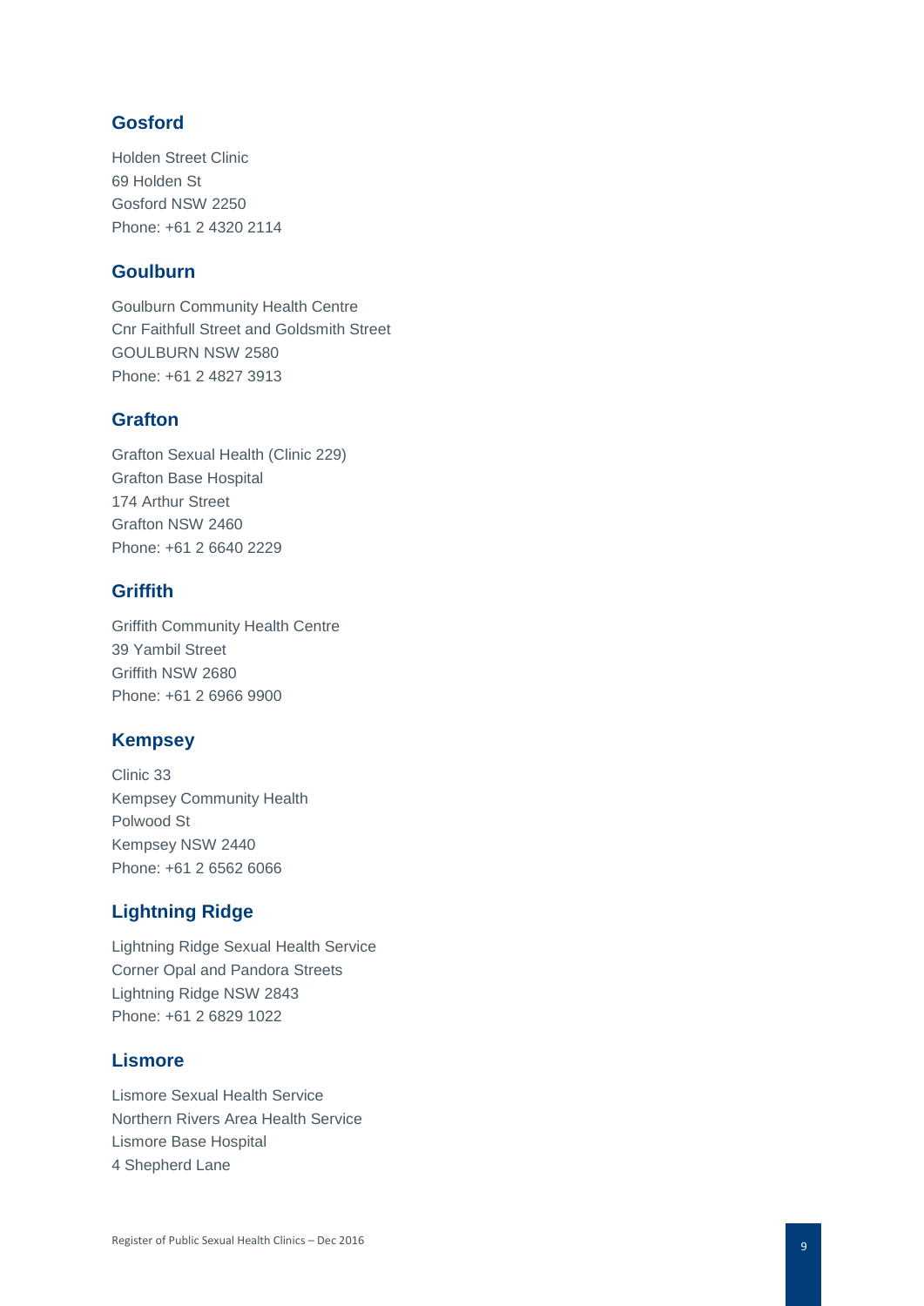## Gosford

Holden Street Clinic
69 Holden St
Gosford NSW 2250
Phone: +61 2 4320 2114

## Goulburn

Goulburn Community Health Centre
Cnr Faithfull Street and Goldsmith Street
GOULBURN NSW 2580
Phone: +61 2 4827 3913

## Grafton

Grafton Sexual Health (Clinic 229)
Grafton Base Hospital
174 Arthur Street
Grafton NSW 2460
Phone: +61 2 6640 2229

## Griffith

Griffith Community Health Centre
39 Yambil Street
Griffith NSW 2680
Phone: +61 2 6966 9900

## Kempsey

Clinic 33
Kempsey Community Health
Polwood St
Kempsey NSW 2440
Phone: +61 2 6562 6066

## Lightning Ridge

Lightning Ridge Sexual Health Service
Corner Opal and Pandora Streets
Lightning Ridge NSW 2843
Phone: +61 2 6829 1022

## Lismore

Lismore Sexual Health Service
Northern Rivers Area Health Service
Lismore Base Hospital
4 Shepherd Lane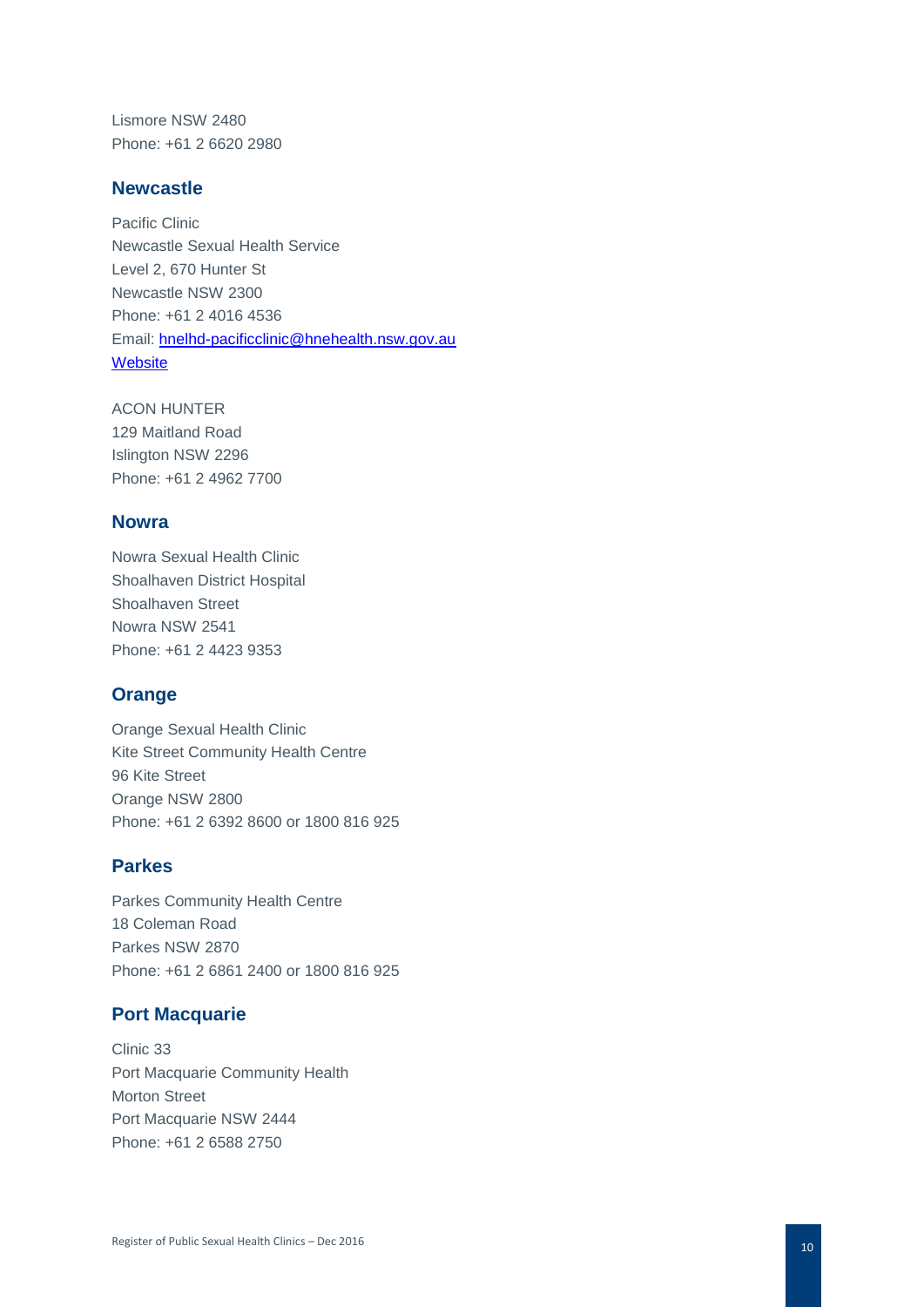Lismore NSW 2480
Phone: +61 2 6620 2980

### Newcastle

Pacific Clinic
Newcastle Sexual Health Service
Level 2, 670 Hunter St
Newcastle NSW 2300
Phone: +61 2 4016 4536
Email: hnelhd-pacificclinic@hnehealth.nsw.gov.au
Website

ACON HUNTER
129 Maitland Road
Islington NSW 2296
Phone: +61 2 4962 7700

### Nowra

Nowra Sexual Health Clinic
Shoalhaven District Hospital
Shoalhaven Street
Nowra NSW 2541
Phone: +61 2 4423 9353

### Orange

Orange Sexual Health Clinic
Kite Street Community Health Centre
96 Kite Street
Orange NSW 2800
Phone: +61 2 6392 8600 or 1800 816 925

### Parkes

Parkes Community Health Centre
18 Coleman Road
Parkes NSW 2870
Phone: +61 2 6861 2400 or 1800 816 925

### Port Macquarie

Clinic 33
Port Macquarie Community Health
Morton Street
Port Macquarie NSW 2444
Phone: +61 2 6588 2750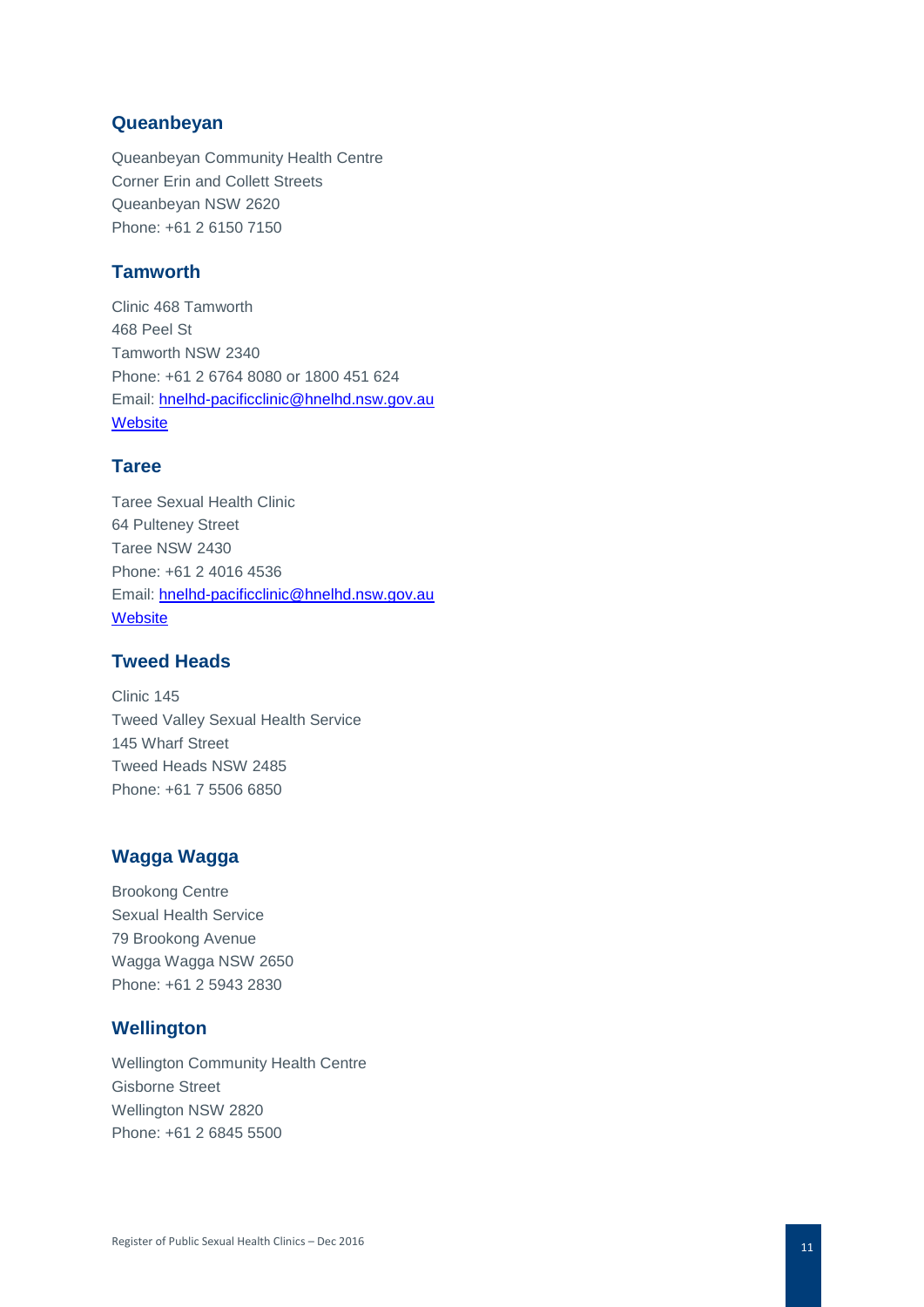## Queanbeyan

Queanbeyan Community Health Centre
Corner Erin and Collett Streets
Queanbeyan NSW 2620
Phone: +61 2 6150 7150

## Tamworth

Clinic 468 Tamworth
468 Peel St
Tamworth NSW 2340
Phone: +61 2 6764 8080 or 1800 451 624
Email: hnelhd-pacificclinic@hnelhd.nsw.gov.au
Website

## Taree

Taree Sexual Health Clinic
64 Pulteney Street
Taree NSW 2430
Phone: +61 2 4016 4536
Email: hnelhd-pacificclinic@hnelhd.nsw.gov.au
Website

## Tweed Heads

Clinic 145
Tweed Valley Sexual Health Service
145 Wharf Street
Tweed Heads NSW 2485
Phone: +61 7 5506 6850

## Wagga Wagga

Brookong Centre
Sexual Health Service
79 Brookong Avenue
Wagga Wagga NSW 2650
Phone: +61 2 5943 2830

## Wellington

Wellington Community Health Centre
Gisborne Street
Wellington NSW 2820
Phone: +61 2 6845 5500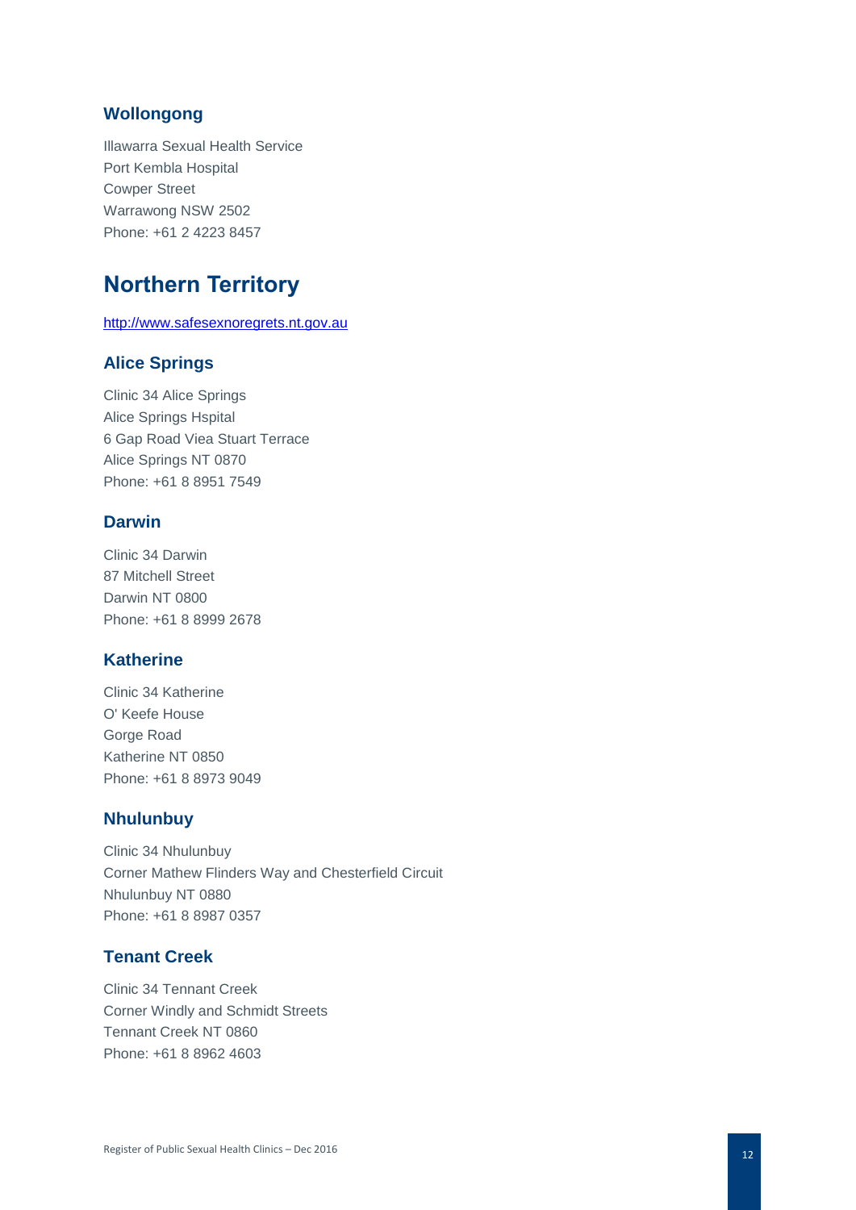### Wollongong

Illawarra Sexual Health Service
Port Kembla Hospital
Cowper Street
Warrawong NSW 2502
Phone: +61 2 4223 8457

## Northern Territory

http://www.safesexnoregrets.nt.gov.au

### Alice Springs

Clinic 34 Alice Springs
Alice Springs Hspital
6 Gap Road Viea Stuart Terrace
Alice Springs NT 0870
Phone: +61 8 8951 7549

### Darwin

Clinic 34 Darwin
87 Mitchell Street
Darwin NT 0800
Phone: +61 8 8999 2678

### Katherine

Clinic 34 Katherine
O' Keefe House
Gorge Road
Katherine NT 0850
Phone: +61 8 8973 9049

### Nhulunbuy

Clinic 34 Nhulunbuy
Corner Mathew Flinders Way and Chesterfield Circuit
Nhulunbuy NT 0880
Phone: +61 8 8987 0357

### Tenant Creek

Clinic 34 Tennant Creek
Corner Windly and Schmidt Streets
Tennant Creek NT 0860
Phone: +61 8 8962 4603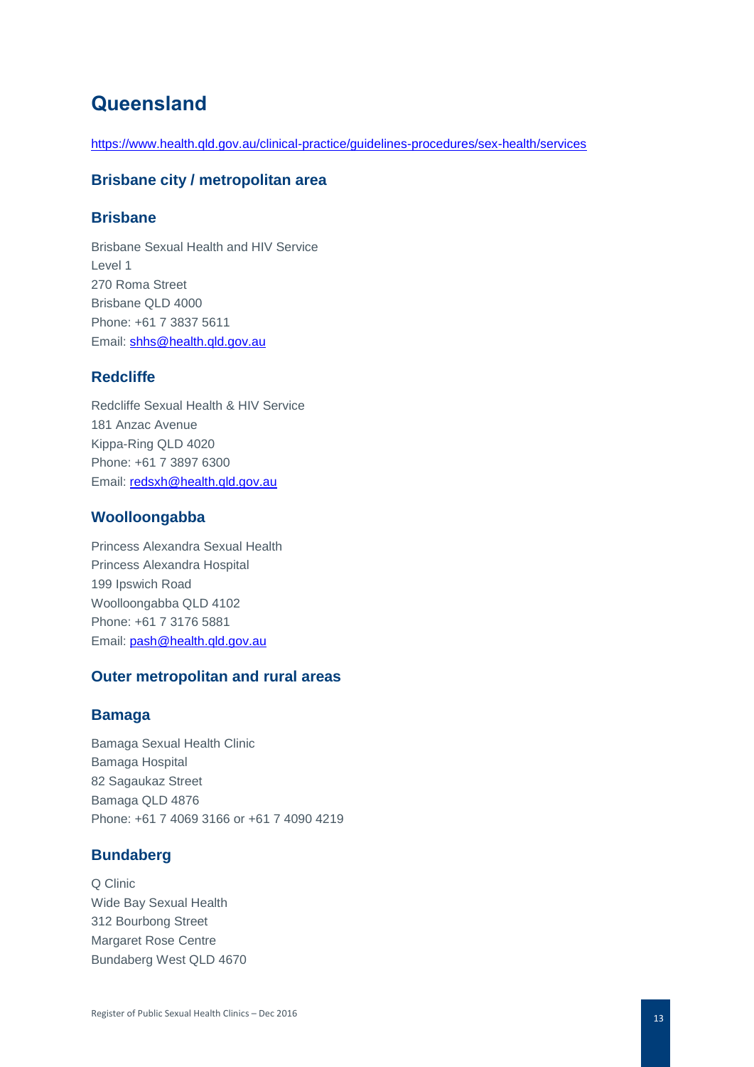# Queensland

https://www.health.qld.gov.au/clinical-practice/guidelines-procedures/sex-health/services

## Brisbane city / metropolitan area

### Brisbane

Brisbane Sexual Health and HIV Service
Level 1
270 Roma Street
Brisbane QLD 4000
Phone: +61 7 3837 5611
Email: shhs@health.qld.gov.au

### Redcliffe

Redcliffe Sexual Health & HIV Service
181 Anzac Avenue
Kippa-Ring QLD 4020
Phone: +61 7 3897 6300
Email: redsxh@health.qld.gov.au

### Woolloongabba

Princess Alexandra Sexual Health
Princess Alexandra Hospital
199 Ipswich Road
Woolloongabba QLD 4102
Phone: +61 7 3176 5881
Email: pash@health.qld.gov.au

## Outer metropolitan and rural areas

### Bamaga

Bamaga Sexual Health Clinic
Bamaga Hospital
82 Sagaukaz Street
Bamaga QLD 4876
Phone: +61 7 4069 3166 or +61 7 4090 4219

### Bundaberg

Q Clinic
Wide Bay Sexual Health
312 Bourbong Street
Margaret Rose Centre
Bundaberg West QLD 4670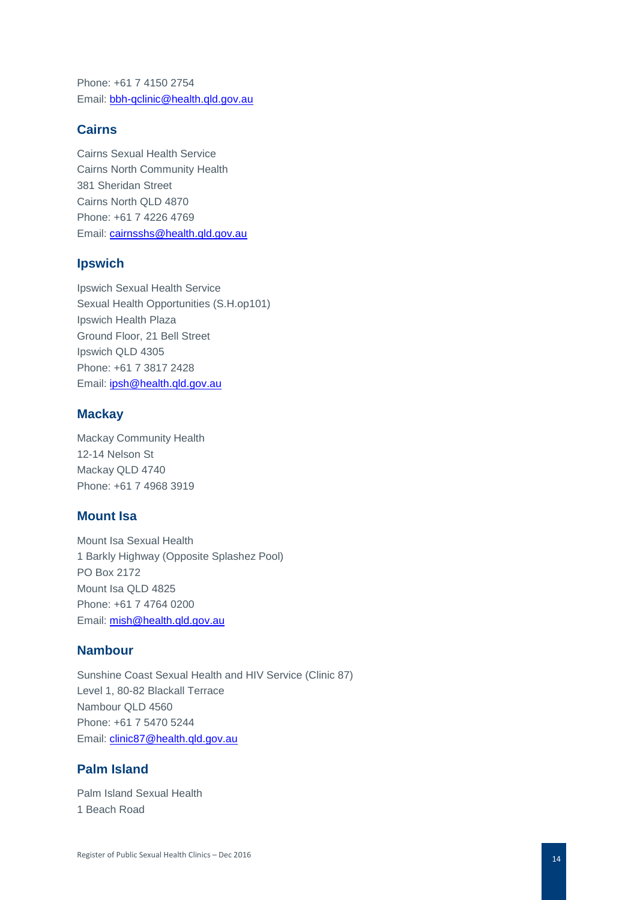Phone: +61 7 4150 2754
Email: bbh-qclinic@health.qld.gov.au

### Cairns

Cairns Sexual Health Service
Cairns North Community Health
381 Sheridan Street
Cairns North QLD 4870
Phone: +61 7 4226 4769
Email: cairnsshs@health.qld.gov.au

### Ipswich

Ipswich Sexual Health Service
Sexual Health Opportunities (S.H.op101)
Ipswich Health Plaza
Ground Floor, 21 Bell Street
Ipswich QLD 4305
Phone: +61 7 3817 2428
Email: ipsh@health.qld.gov.au

### Mackay

Mackay Community Health
12-14 Nelson St
Mackay QLD 4740
Phone: +61 7 4968 3919

### Mount Isa

Mount Isa Sexual Health
1 Barkly Highway (Opposite Splashez Pool)
PO Box 2172
Mount Isa QLD 4825
Phone: +61 7 4764 0200
Email: mish@health.qld.gov.au

### Nambour

Sunshine Coast Sexual Health and HIV Service (Clinic 87)
Level 1, 80-82 Blackall Terrace
Nambour QLD 4560
Phone: +61 7 5470 5244
Email: clinic87@health.qld.gov.au

### Palm Island

Palm Island Sexual Health
1 Beach Road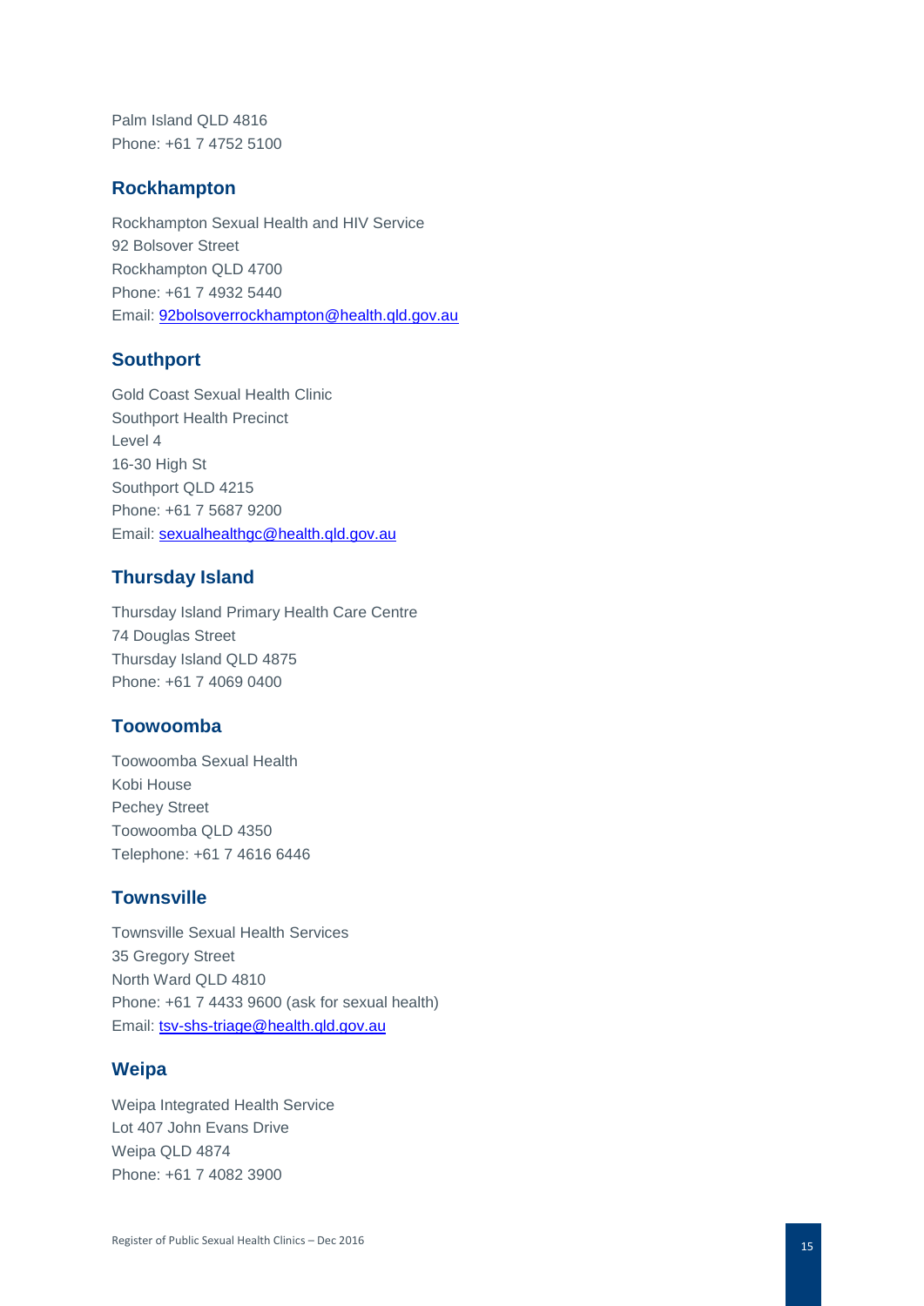Palm Island QLD 4816
Phone: +61 7 4752 5100

### Rockhampton

Rockhampton Sexual Health and HIV Service
92 Bolsover Street
Rockhampton QLD 4700
Phone: +61 7 4932 5440
Email: 92bolsoverrockhampton@health.qld.gov.au

### Southport

Gold Coast Sexual Health Clinic
Southport Health Precinct
Level 4
16-30 High St
Southport QLD 4215
Phone: +61 7 5687 9200
Email: sexualhealthgc@health.qld.gov.au

### Thursday Island

Thursday Island Primary Health Care Centre
74 Douglas Street
Thursday Island QLD 4875
Phone: +61 7 4069 0400

### Toowoomba

Toowoomba Sexual Health
Kobi House
Pechey Street
Toowoomba QLD 4350
Telephone: +61 7 4616 6446

### Townsville

Townsville Sexual Health Services
35 Gregory Street
North Ward QLD 4810
Phone: +61 7 4433 9600 (ask for sexual health)
Email: tsv-shs-triage@health.qld.gov.au

### Weipa

Weipa Integrated Health Service
Lot 407 John Evans Drive
Weipa QLD 4874
Phone: +61 7 4082 3900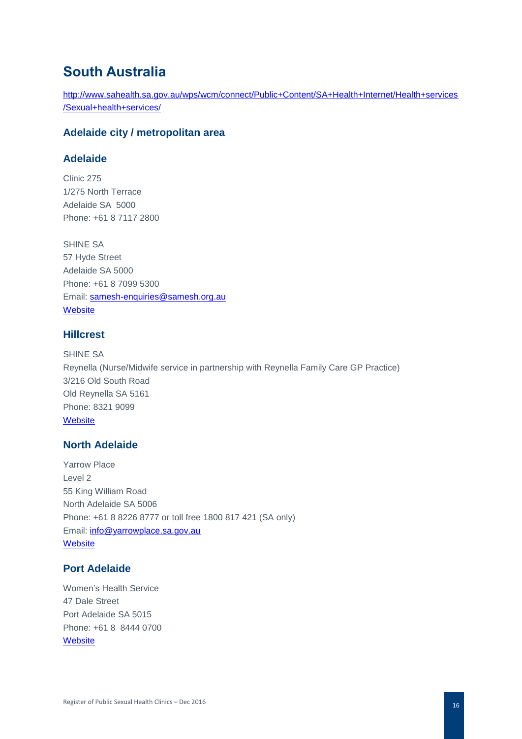# South Australia

[http://www.sahealth.sa.gov.au/wps/wcm/connect/Public+Content/SA+Health+Internet/Health+services/Sexual+health+services/](http://www.sahealth.sa.gov.au/wps/wcm/connect/Public+Content/SA+Health+Internet/Health+services/Sexual+health+services/)

## Adelaide city / metropolitan area

### Adelaide

Clinic 275  
1/275 North Terrace  
Adelaide SA 5000  
Phone: +61 8 7117 2800

SHINE SA  
57 Hyde Street  
Adelaide SA 5000  
Phone: +61 8 7099 5300  
Email: samesh-enquiries@samesh.org.au  
Website

### Hillcrest

SHINE SA  
Reynella (Nurse/Midwife service in partnership with Reynella Family Care GP Practice)  
3/216 Old South Road  
Old Reynella SA 5161  
Phone: 8321 9099  
Website

### North Adelaide

Yarrow Place  
Level 2  
55 King William Road  
North Adelaide SA 5006  
Phone: +61 8 8226 8777 or toll free 1800 817 421 (SA only)  
Email: info@yarrowplace.sa.gov.au  
Website

### Port Adelaide

Women's Health Service  
47 Dale Street  
Port Adelaide SA 5015  
Phone: +61 8 8444 0700  
Website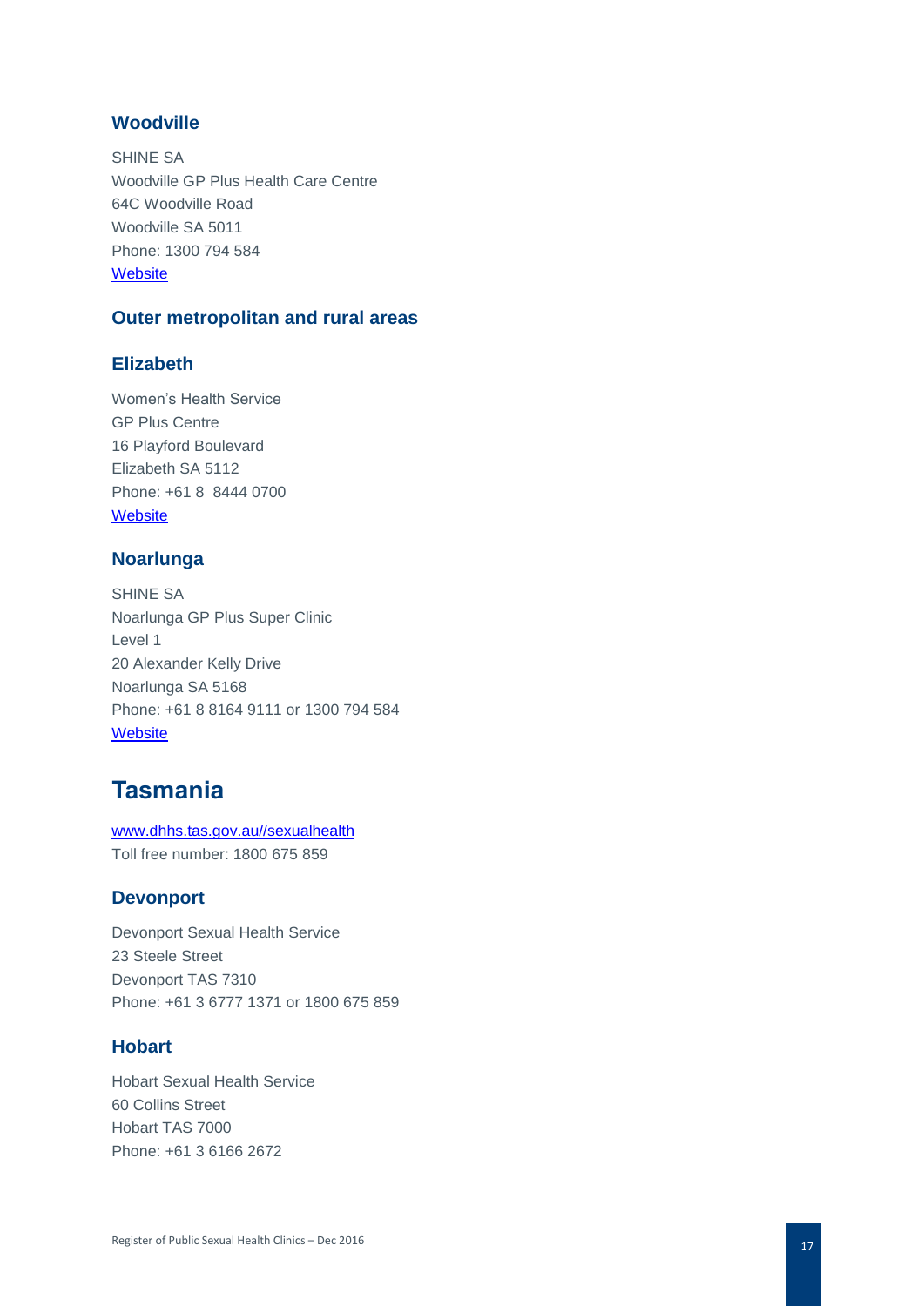### Woodville

SHINE SA
Woodville GP Plus Health Care Centre
64C Woodville Road
Woodville SA 5011
Phone: 1300 794 584
[Website]

### Outer metropolitan and rural areas

### Elizabeth

Women's Health Service
GP Plus Centre
16 Playford Boulevard
Elizabeth SA 5112
Phone: +61 8 8444 0700
[Website]

### Noarlunga

SHINE SA
Noarlunga GP Plus Super Clinic
Level 1
20 Alexander Kelly Drive
Noarlunga SA 5168
Phone: +61 8 8164 9111 or 1300 794 584
[Website]

## Tasmania

www.dhhs.tas.gov.au//sexualhealth
Toll free number: 1800 675 859

### Devonport

Devonport Sexual Health Service
23 Steele Street
Devonport TAS 7310
Phone: +61 3 6777 1371 or 1800 675 859

### Hobart

Hobart Sexual Health Service
60 Collins Street
Hobart TAS 7000
Phone: +61 3 6166 2672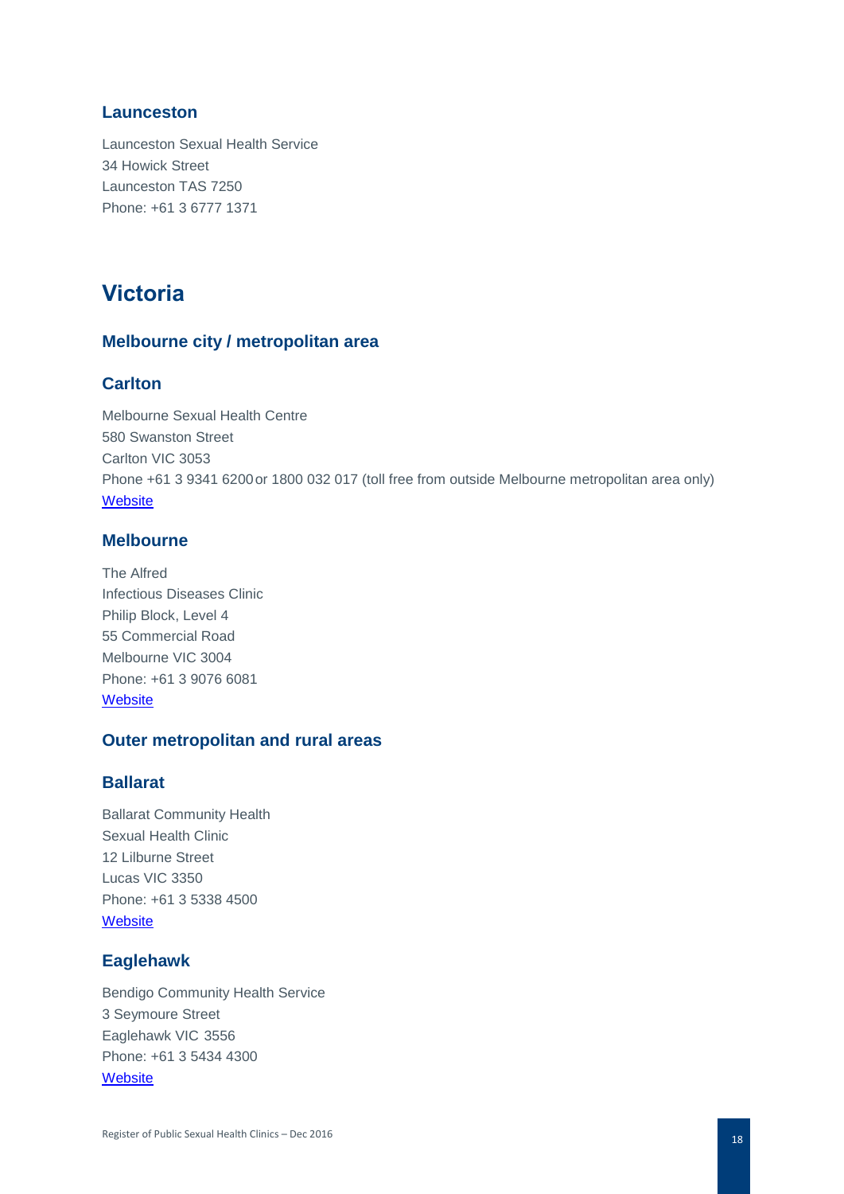### Launceston

Launceston Sexual Health Service
34 Howick Street
Launceston TAS 7250
Phone: +61 3 6777 1371

## Victoria

### Melbourne city / metropolitan area

### Carlton

Melbourne Sexual Health Centre
580 Swanston Street
Carlton VIC 3053
Phone +61 3 9341 6200 or 1800 032 017 (toll free from outside Melbourne metropolitan area only)
Website

### Melbourne

The Alfred
Infectious Diseases Clinic
Philip Block, Level 4
55 Commercial Road
Melbourne VIC 3004
Phone: +61 3 9076 6081
Website

### Outer metropolitan and rural areas

### Ballarat

Ballarat Community Health
Sexual Health Clinic
12 Lilburne Street
Lucas VIC 3350
Phone: +61 3 5338 4500
Website

### Eaglehawk

Bendigo Community Health Service
3 Seymoure Street
Eaglehawk VIC 3556
Phone: +61 3 5434 4300
Website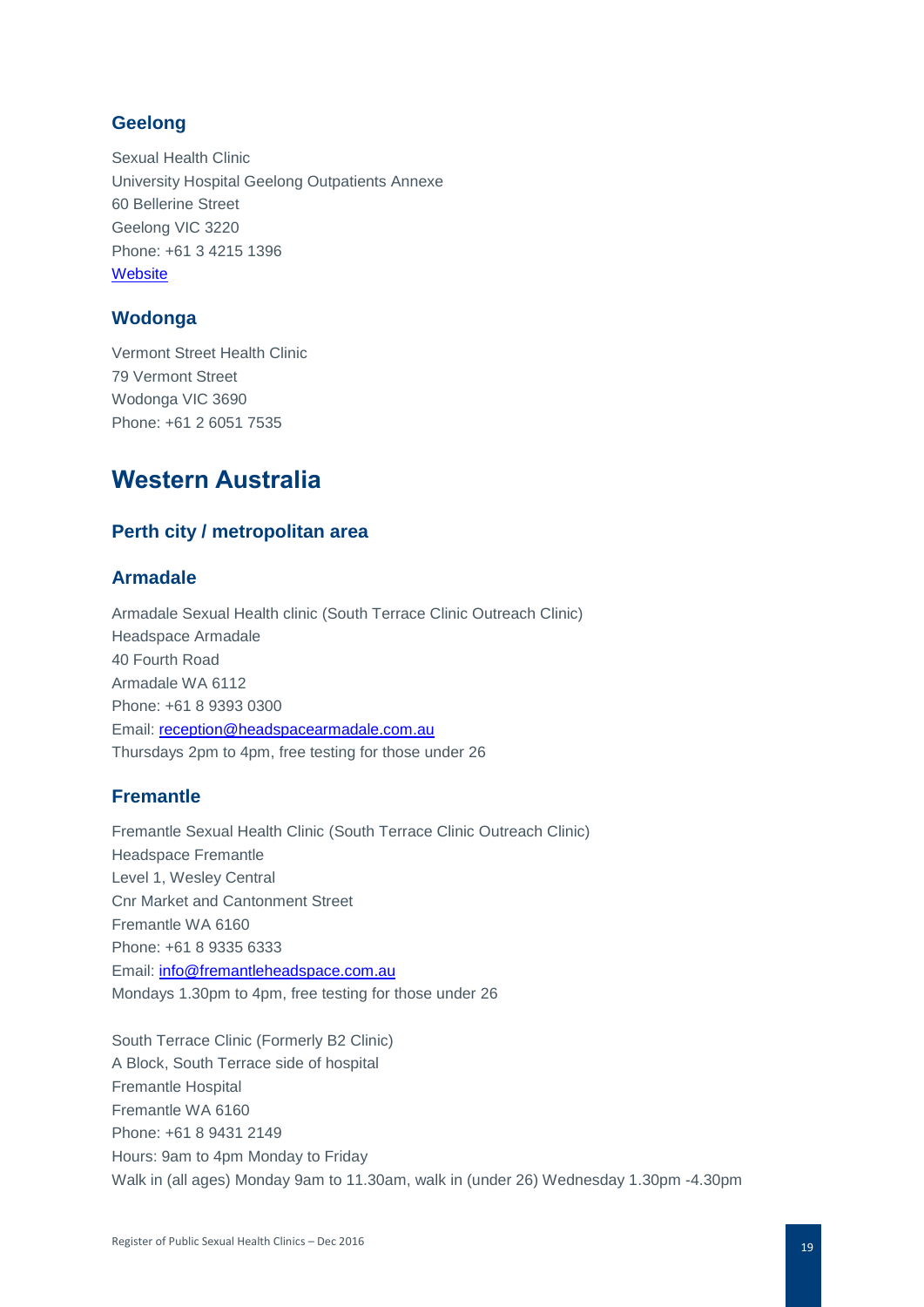### Geelong

Sexual Health Clinic
University Hospital Geelong Outpatients Annexe
60 Bellerine Street
Geelong VIC 3220
Phone: +61 3 4215 1396
Website

### Wodonga

Vermont Street Health Clinic
79 Vermont Street
Wodonga VIC 3690
Phone: +61 2 6051 7535

## Western Australia

### Perth city / metropolitan area

### Armadale

Armadale Sexual Health clinic (South Terrace Clinic Outreach Clinic)
Headspace Armadale
40 Fourth Road
Armadale WA 6112
Phone: +61 8 9393 0300
Email: reception@headspacearmadale.com.au
Thursdays 2pm to 4pm, free testing for those under 26

### Fremantle

Fremantle Sexual Health Clinic (South Terrace Clinic Outreach Clinic)
Headspace Fremantle
Level 1, Wesley Central
Cnr Market and Cantonment Street
Fremantle WA 6160
Phone: +61 8 9335 6333
Email: info@fremantleheadspace.com.au
Mondays 1.30pm to 4pm, free testing for those under 26

South Terrace Clinic (Formerly B2 Clinic)
A Block, South Terrace side of hospital
Fremantle Hospital
Fremantle WA 6160
Phone: +61 8 9431 2149
Hours: 9am to 4pm Monday to Friday
Walk in (all ages) Monday 9am to 11.30am, walk in (under 26) Wednesday 1.30pm -4.30pm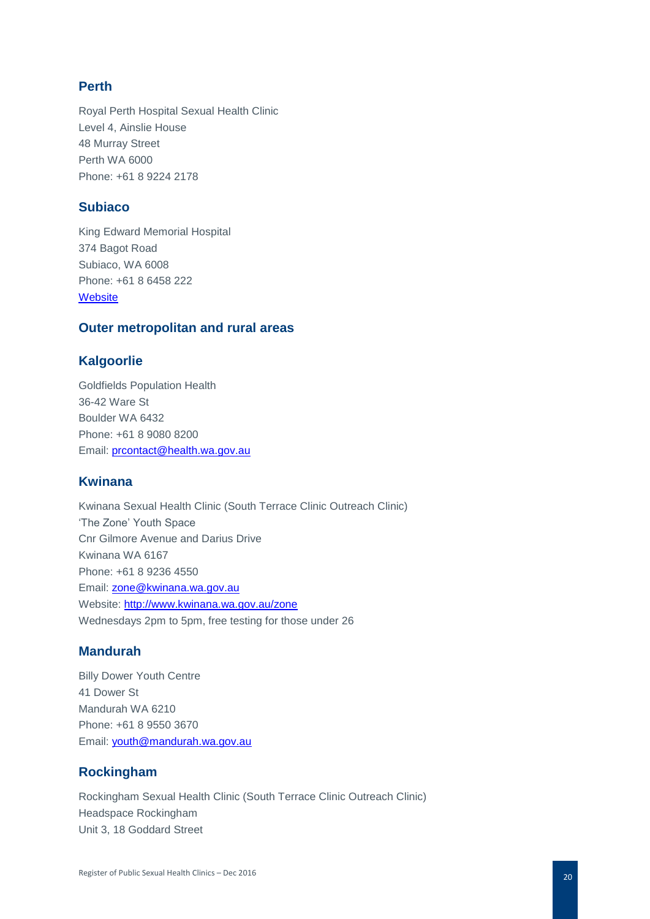## Perth

Royal Perth Hospital Sexual Health Clinic
Level 4, Ainslie House
48 Murray Street
Perth WA 6000
Phone: +61 8 9224 2178

## Subiaco

King Edward Memorial Hospital
374 Bagot Road
Subiaco, WA 6008
Phone: +61 8 6458 222
[Website]()

## Outer metropolitan and rural areas

## Kalgoorlie

Goldfields Population Health
36-42 Ware St
Boulder WA 6432
Phone: +61 8 9080 8200
Email: prcontact@health.wa.gov.au

## Kwinana

Kwinana Sexual Health Clinic (South Terrace Clinic Outreach Clinic)
'The Zone' Youth Space
Cnr Gilmore Avenue and Darius Drive
Kwinana WA 6167
Phone: +61 8 9236 4550
Email: zone@kwinana.wa.gov.au
Website: http://www.kwinana.wa.gov.au/zone
Wednesdays 2pm to 5pm, free testing for those under 26

## Mandurah

Billy Dower Youth Centre
41 Dower St
Mandurah WA 6210
Phone: +61 8 9550 3670
Email: youth@mandurah.wa.gov.au

## Rockingham

Rockingham Sexual Health Clinic (South Terrace Clinic Outreach Clinic)
Headspace Rockingham
Unit 3, 18 Goddard Street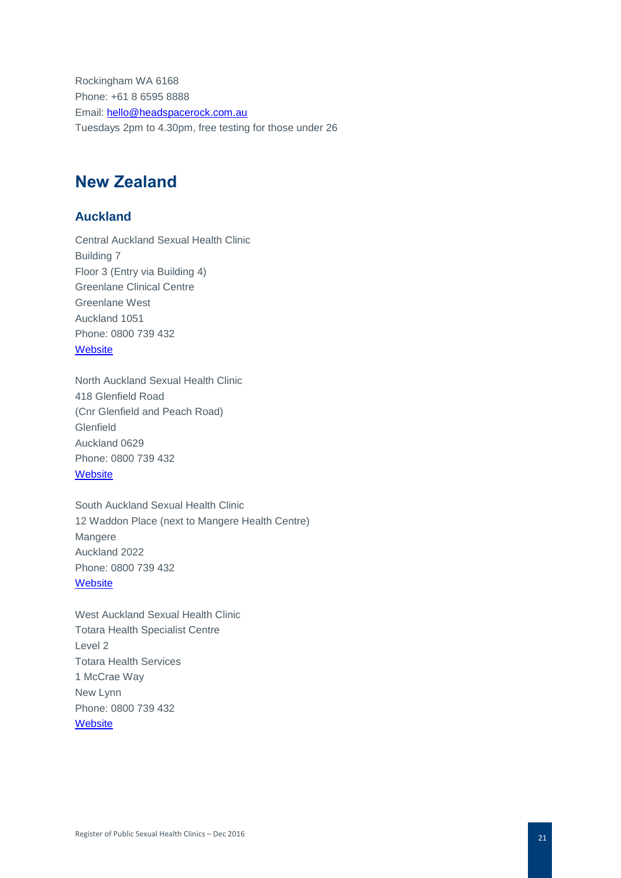Rockingham WA 6168
Phone: +61 8 6595 8888
Email: hello@headspacerock.com.au
Tuesdays 2pm to 4.30pm, free testing for those under 26

## New Zealand

### Auckland

Central Auckland Sexual Health Clinic
Building 7
Floor 3 (Entry via Building 4)
Greenlane Clinical Centre
Greenlane West
Auckland 1051
Phone: 0800 739 432
Website

North Auckland Sexual Health Clinic
418 Glenfield Road
(Cnr Glenfield and Peach Road)
Glenfield
Auckland 0629
Phone: 0800 739 432
Website

South Auckland Sexual Health Clinic
12 Waddon Place (next to Mangere Health Centre)
Mangere
Auckland 2022
Phone: 0800 739 432
Website

West Auckland Sexual Health Clinic
Totara Health Specialist Centre
Level 2
Totara Health Services
1 McCrae Way
New Lynn
Phone: 0800 739 432
Website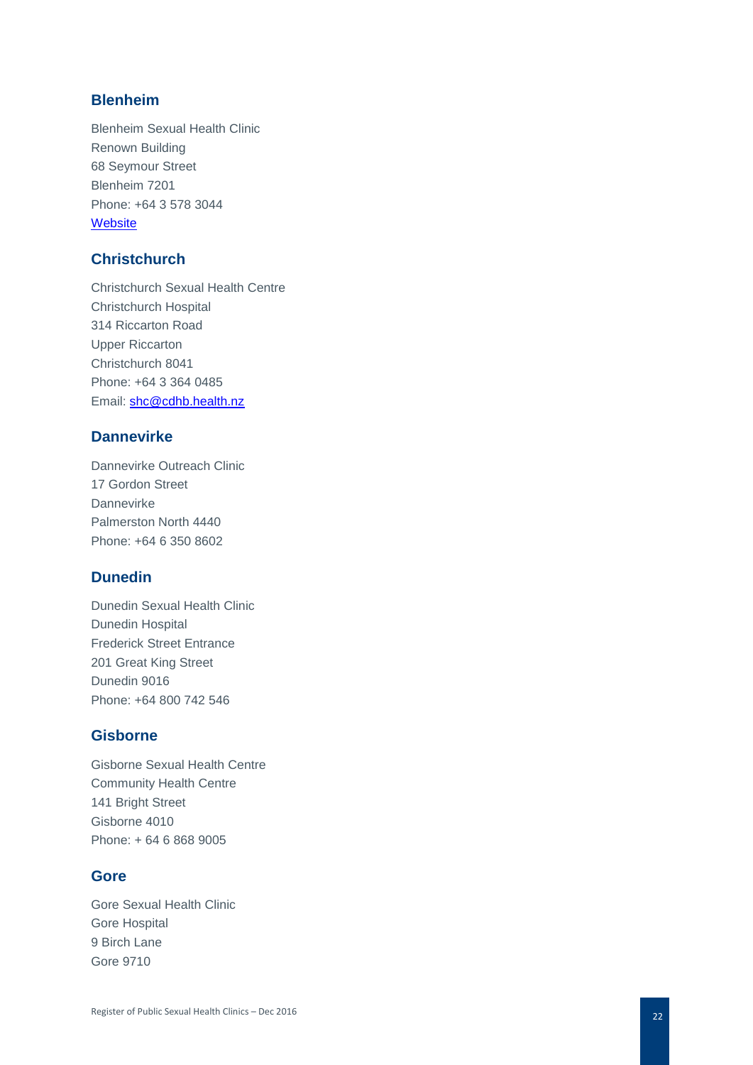### Blenheim

Blenheim Sexual Health Clinic
Renown Building
68 Seymour Street
Blenheim 7201
Phone: +64 3 578 3044
[Website]

### Christchurch

Christchurch Sexual Health Centre
Christchurch Hospital
314 Riccarton Road
Upper Riccarton
Christchurch 8041
Phone: +64 3 364 0485
Email: shc@cdhb.health.nz

### Dannevirke

Dannevirke Outreach Clinic
17 Gordon Street
Dannevirke
Palmerston North 4440
Phone: +64 6 350 8602

### Dunedin

Dunedin Sexual Health Clinic
Dunedin Hospital
Frederick Street Entrance
201 Great King Street
Dunedin 9016
Phone: +64 800 742 546

### Gisborne

Gisborne Sexual Health Centre
Community Health Centre
141 Bright Street
Gisborne 4010
Phone: + 64 6 868 9005

### Gore

Gore Sexual Health Clinic
Gore Hospital
9 Birch Lane
Gore 9710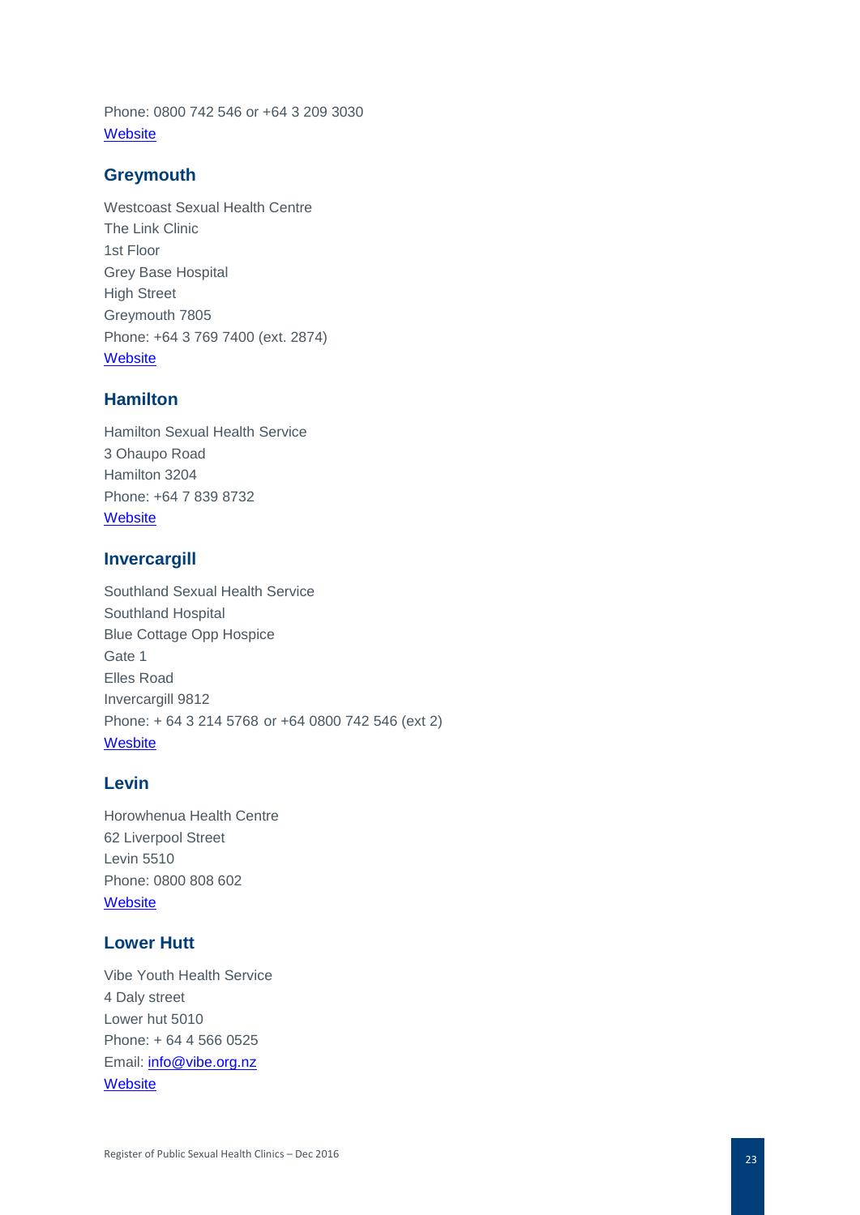Phone: 0800 742 546 or +64 3 209 3030
Website

## Greymouth

Westcoast Sexual Health Centre
The Link Clinic
1st Floor
Grey Base Hospital
High Street
Greymouth 7805
Phone: +64 3 769 7400 (ext. 2874)
Website

## Hamilton

Hamilton Sexual Health Service
3 Ohaupo Road
Hamilton 3204
Phone: +64 7 839 8732
Website

## Invercargill

Southland Sexual Health Service
Southland Hospital
Blue Cottage Opp Hospice
Gate 1
Elles Road
Invercargill 9812
Phone: + 64 3 214 5768 or +64 0800 742 546 (ext 2)
Wesbite

## Levin

Horowhenua Health Centre
62 Liverpool Street
Levin 5510
Phone: 0800 808 602
Website

## Lower Hutt

Vibe Youth Health Service
4 Daly street
Lower hut 5010
Phone: + 64 4 566 0525
Email: info@vibe.org.nz
Website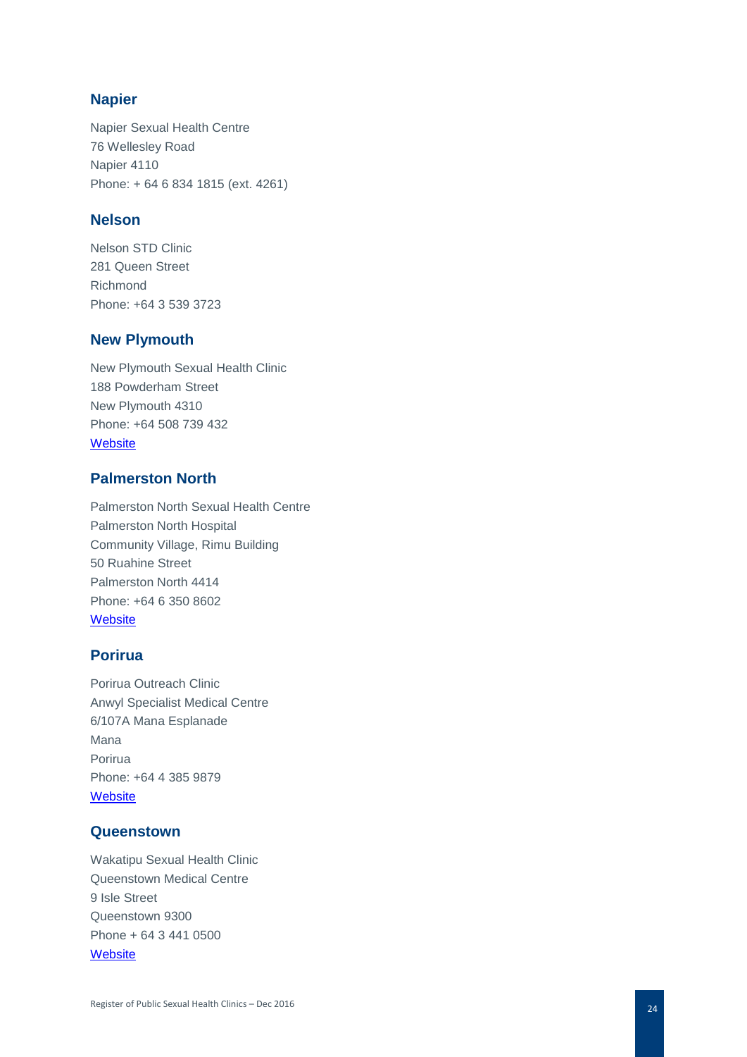## Napier

Napier Sexual Health Centre
76 Wellesley Road
Napier 4110
Phone: + 64 6 834 1815 (ext. 4261)

## Nelson

Nelson STD Clinic
281 Queen Street
Richmond
Phone: +64 3 539 3723

## New Plymouth

New Plymouth Sexual Health Clinic
188 Powderham Street
New Plymouth 4310
Phone: +64 508 739 432
Website

## Palmerston North

Palmerston North Sexual Health Centre
Palmerston North Hospital
Community Village, Rimu Building
50 Ruahine Street
Palmerston North 4414
Phone: +64 6 350 8602
Website

## Porirua

Porirua Outreach Clinic
Anwyl Specialist Medical Centre
6/107A Mana Esplanade
Mana
Porirua
Phone: +64 4 385 9879
Website

## Queenstown

Wakatipu Sexual Health Clinic
Queenstown Medical Centre
9 Isle Street
Queenstown 9300
Phone + 64 3 441 0500
Website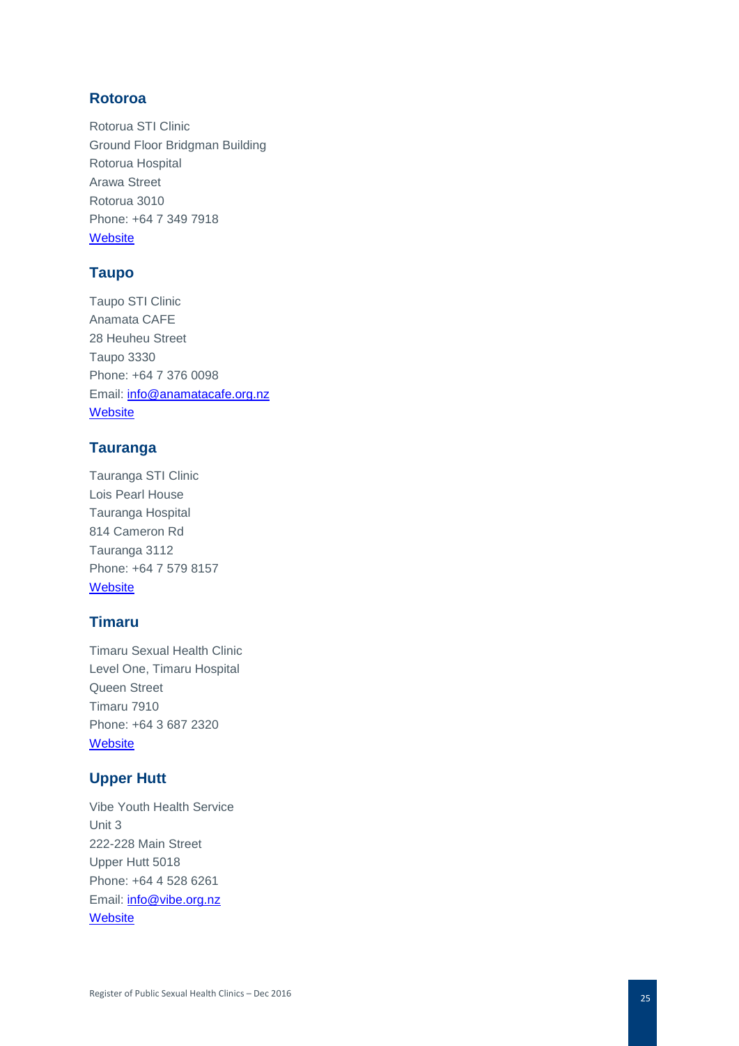## Rotoroa

Rotorua STI Clinic
Ground Floor Bridgman Building
Rotorua Hospital
Arawa Street
Rotorua 3010
Phone: +64 7 349 7918
Website

## Taupo

Taupo STI Clinic
Anamata CAFE
28 Heuheu Street
Taupo 3330
Phone: +64 7 376 0098
Email: info@anamatacafe.org.nz
Website

## Tauranga

Tauranga STI Clinic
Lois Pearl House
Tauranga Hospital
814 Cameron Rd
Tauranga 3112
Phone: +64 7 579 8157
Website

## Timaru

Timaru Sexual Health Clinic
Level One, Timaru Hospital
Queen Street
Timaru 7910
Phone: +64 3 687 2320
Website

## Upper Hutt

Vibe Youth Health Service
Unit 3
222-228 Main Street
Upper Hutt 5018
Phone: +64 4 528 6261
Email: info@vibe.org.nz
Website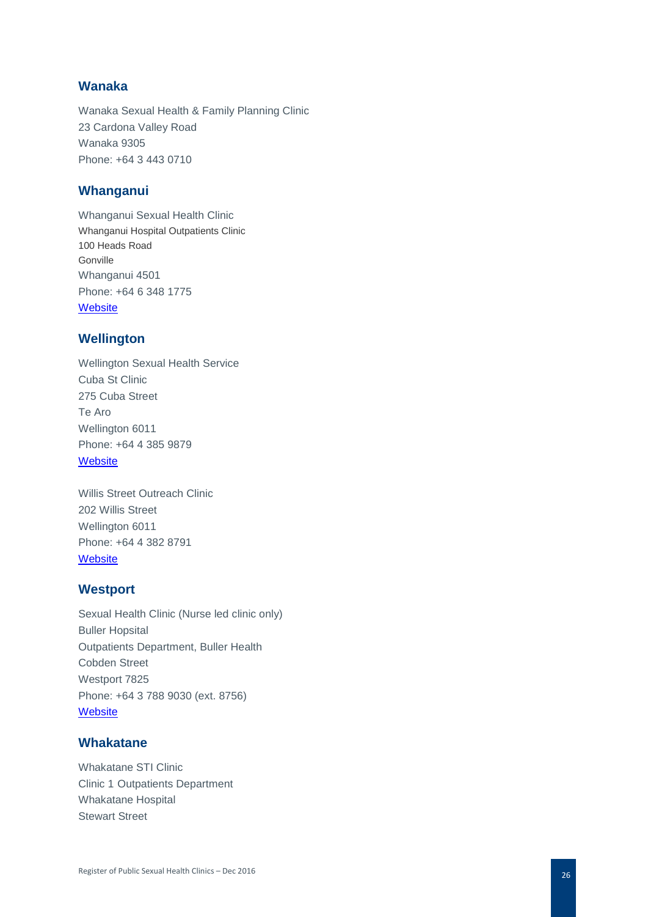## Wanaka

Wanaka Sexual Health & Family Planning Clinic
23 Cardona Valley Road
Wanaka 9305
Phone: +64 3 443 0710

## Whanganui

Whanganui Sexual Health Clinic
Whanganui Hospital Outpatients Clinic
100 Heads Road
Gonville
Whanganui 4501
Phone: +64 6 348 1775
Website

## Wellington

Wellington Sexual Health Service
Cuba St Clinic
275 Cuba Street
Te Aro
Wellington 6011
Phone: +64 4 385 9879
Website

Willis Street Outreach Clinic
202 Willis Street
Wellington 6011
Phone: +64 4 382 8791
Website

## Westport

Sexual Health Clinic (Nurse led clinic only)
Buller Hopsital
Outpatients Department, Buller Health
Cobden Street
Westport 7825
Phone: +64 3 788 9030 (ext. 8756)
Website

## Whakatane

Whakatane STI Clinic
Clinic 1 Outpatients Department
Whakatane Hospital
Stewart Street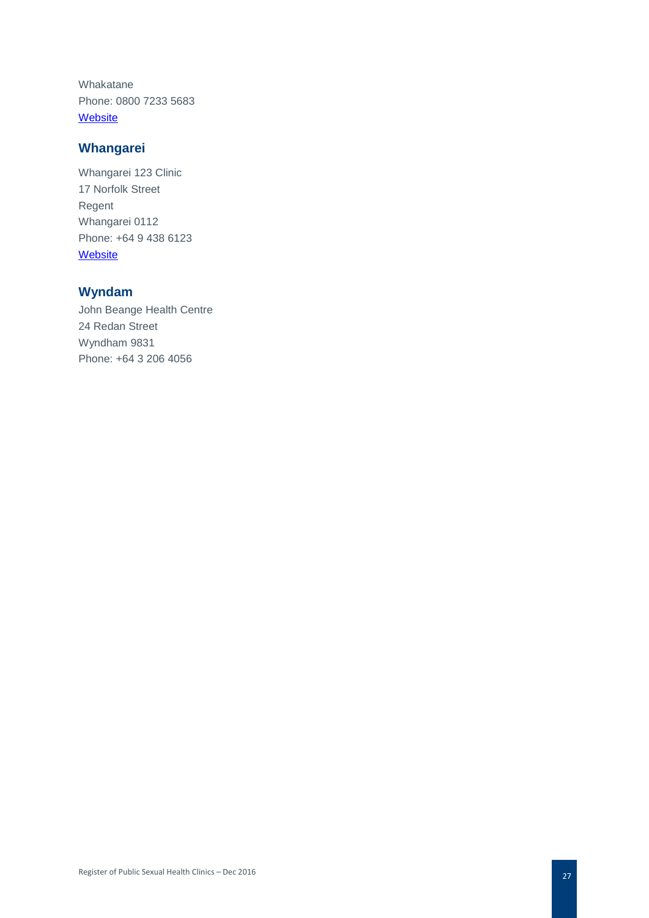Whakatane
Phone: 0800 7233 5683
[Website]

## Whangarei

Whangarei 123 Clinic
17 Norfolk Street
Regent
Whangarei 0112
Phone: +64 9 438 6123
[Website]

## Wyndam

John Beange Health Centre
24 Redan Street
Wyndham 9831
Phone: +64 3 206 4056